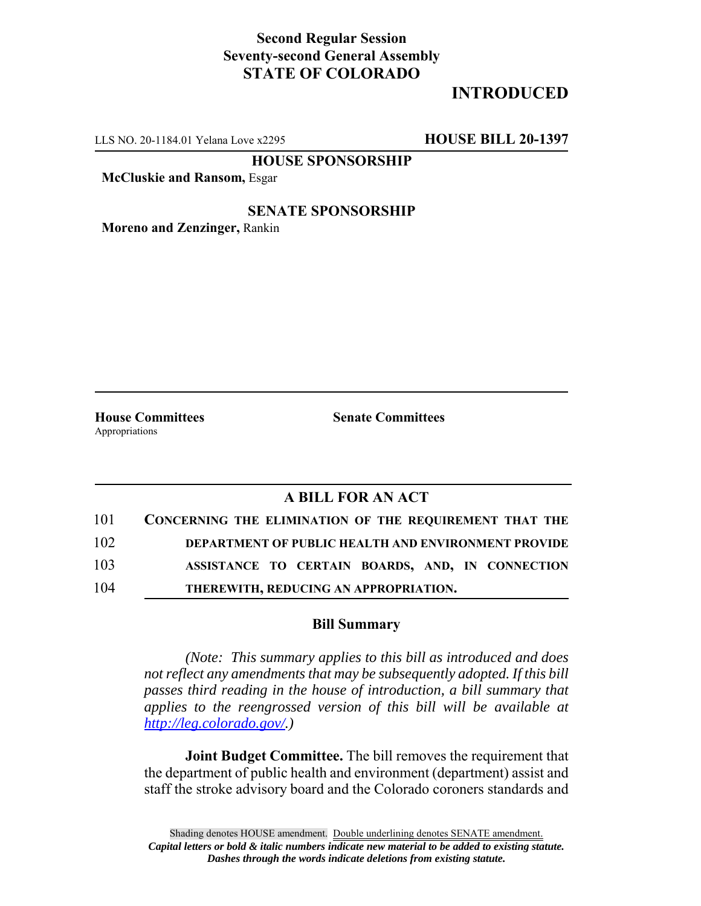**Second Regular Session**
**Seventy-second General Assembly**
**STATE OF COLORADO**

## INTRODUCED

LLS NO. 20-1184.01 Yelana Love x2295 **HOUSE BILL 20-1397**

**HOUSE SPONSORSHIP**

**McCluskie and Ransom,** Esgar

**SENATE SPONSORSHIP**

**Moreno and Zenzinger,** Rankin

**House Committees**
Appropriations

**Senate Committees**

### A BILL FOR AN ACT

101 **CONCERNING THE ELIMINATION OF THE REQUIREMENT THAT THE**
102 **DEPARTMENT OF PUBLIC HEALTH AND ENVIRONMENT PROVIDE**
103 **ASSISTANCE TO CERTAIN BOARDS, AND, IN CONNECTION**
104 **THEREWITH, REDUCING AN APPROPRIATION.**

### Bill Summary

*(Note: This summary applies to this bill as introduced and does not reflect any amendments that may be subsequently adopted. If this bill passes third reading in the house of introduction, a bill summary that applies to the reengrossed version of this bill will be available at http://leg.colorado.gov/.)*

**Joint Budget Committee.** The bill removes the requirement that the department of public health and environment (department) assist and staff the stroke advisory board and the Colorado coroners standards and

Shading denotes HOUSE amendment. Double underlining denotes SENATE amendment.
*Capital letters or bold & italic numbers indicate new material to be added to existing statute.*
*Dashes through the words indicate deletions from existing statute.*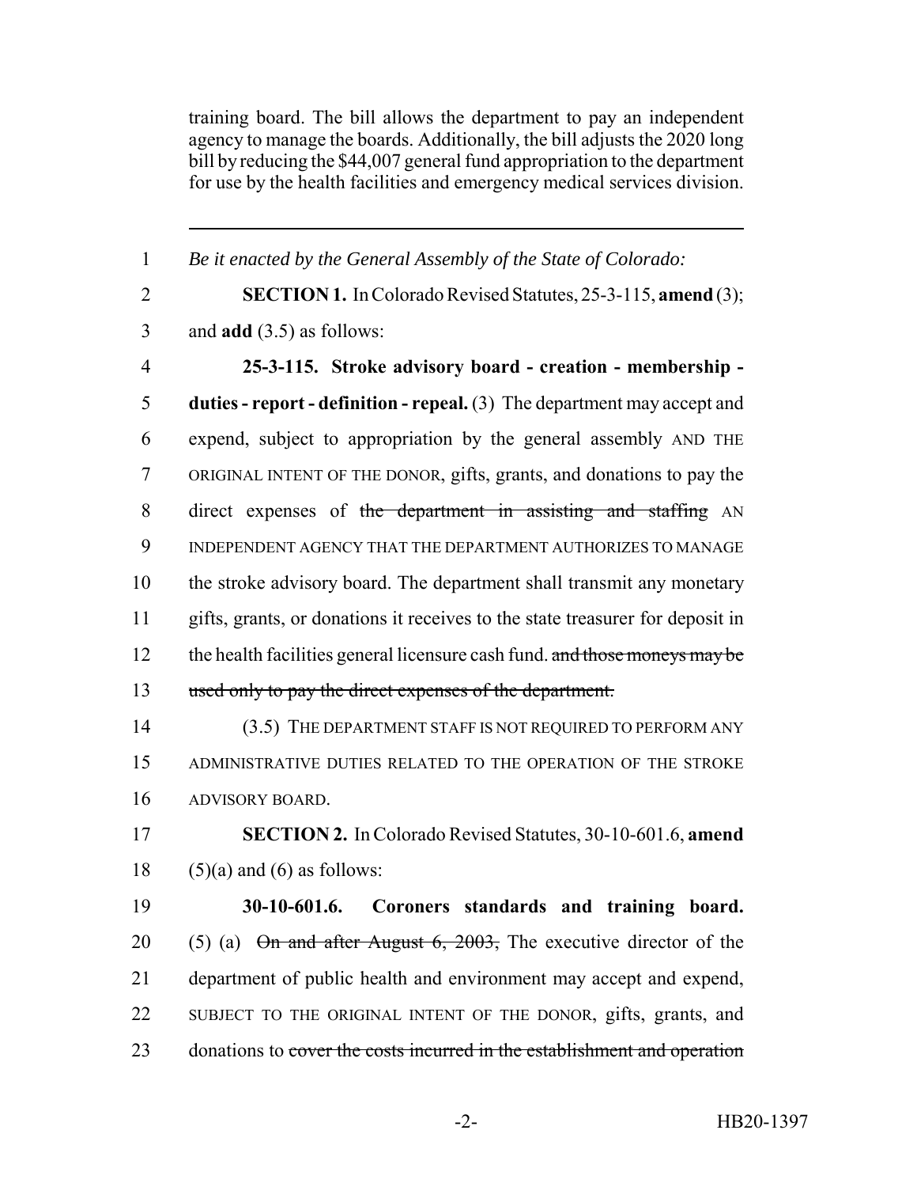training board. The bill allows the department to pay an independent agency to manage the boards. Additionally, the bill adjusts the 2020 long bill by reducing the $44,007 general fund appropriation to the department for use by the health facilities and emergency medical services division.

---

1 *Be it enacted by the General Assembly of the State of Colorado:*

2 **SECTION 1.** In Colorado Revised Statutes, 25-3-115, **amend** (3);

3 and **add** (3.5) as follows:

4 **25-3-115. Stroke advisory board - creation - membership -**

5 **duties - report - definition - repeal.** (3) The department may accept and

6 expend, subject to appropriation by the general assembly AND THE

7 ORIGINAL INTENT OF THE DONOR, gifts, grants, and donations to pay the

8 direct expenses of ~~the department in assisting and staffing~~ AN

9 INDEPENDENT AGENCY THAT THE DEPARTMENT AUTHORIZES TO MANAGE

10 the stroke advisory board. The department shall transmit any monetary

11 gifts, grants, or donations it receives to the state treasurer for deposit in

12 the health facilities general licensure cash fund. ~~and those moneys may be~~

13 ~~used only to pay the direct expenses of the department.~~

14 (3.5) THE DEPARTMENT STAFF IS NOT REQUIRED TO PERFORM ANY

15 ADMINISTRATIVE DUTIES RELATED TO THE OPERATION OF THE STROKE

16 ADVISORY BOARD.

17 **SECTION 2.** In Colorado Revised Statutes, 30-10-601.6, **amend**

18 (5)(a) and (6) as follows:

19 **30-10-601.6. Coroners standards and training board.**

20 (5) (a) ~~On and after August 6, 2003,~~ The executive director of the

21 department of public health and environment may accept and expend,

22 SUBJECT TO THE ORIGINAL INTENT OF THE DONOR, gifts, grants, and

23 donations to ~~cover the costs incurred in the establishment and operation~~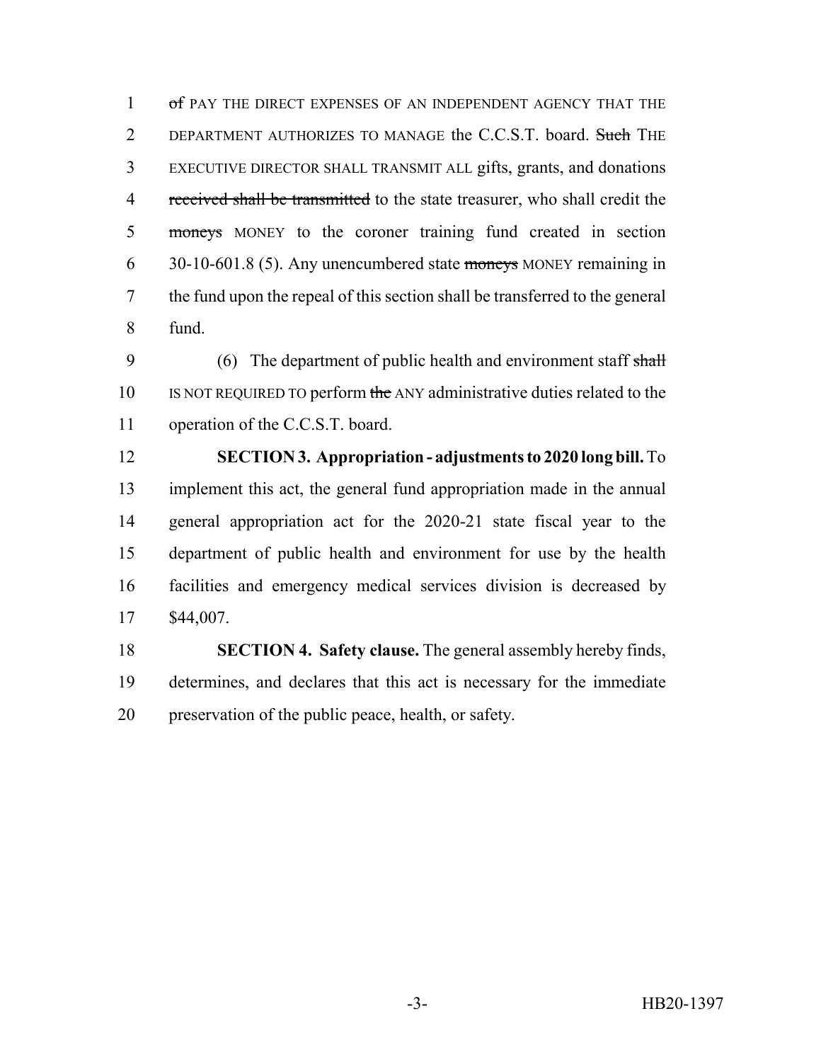~~of~~ PAY THE DIRECT EXPENSES OF AN INDEPENDENT AGENCY THAT THE DEPARTMENT AUTHORIZES TO MANAGE the C.C.S.T. board. ~~Such~~ THE EXECUTIVE DIRECTOR SHALL TRANSMIT ALL gifts, grants, and donations ~~received shall be transmitted~~ to the state treasurer, who shall credit the ~~moneys~~ MONEY to the coroner training fund created in section 30-10-601.8 (5). Any unencumbered state ~~moneys~~ MONEY remaining in the fund upon the repeal of this section shall be transferred to the general fund.

(6) The department of public health and environment staff ~~shall~~ IS NOT REQUIRED TO perform ~~the~~ ANY administrative duties related to the operation of the C.C.S.T. board.

**SECTION 3. Appropriation - adjustments to 2020 long bill.** To implement this act, the general fund appropriation made in the annual general appropriation act for the 2020-21 state fiscal year to the department of public health and environment for use by the health facilities and emergency medical services division is decreased by $44,007.

**SECTION 4. Safety clause.** The general assembly hereby finds, determines, and declares that this act is necessary for the immediate preservation of the public peace, health, or safety.